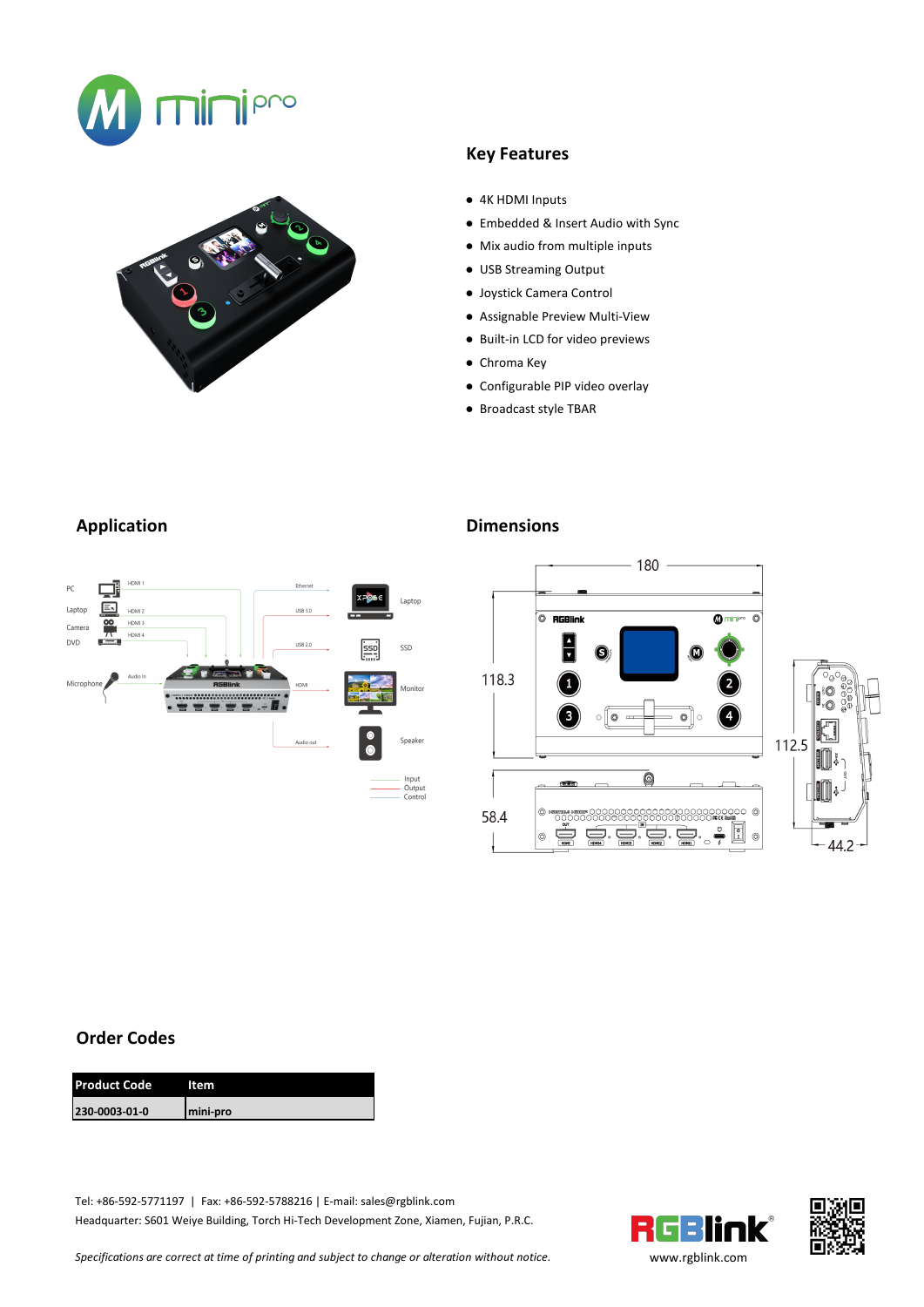## Key Features

- 4K HDMI Inputs
- Embedded & Insert Audio with Sync
- Mix audio from multiple inputs
- USB Streaming Output
- Joystick Camera Control
- Assignable Preview Multi-View
- Built-in LCD for video previews
- Chroma Key
- Configurable PIP video overlay
- Broadcast style TBAR

## Application

## Dimensions

## Order Codes

| Product Code | Item |
|---|---|
| 230-0003-01-0 | mini-pro |

Tel: +86-592-5771197 | Fax: +86-592-5788216 | E-mail: sales@rgblink.com

Headquarter: S601 Weiye Building, Torch Hi-Tech Development Zone, Xiamen, Fujian, P.R.C.

*Specifications are correct at time of printing and subject to change or alteration without notice.*

www.rgblink.com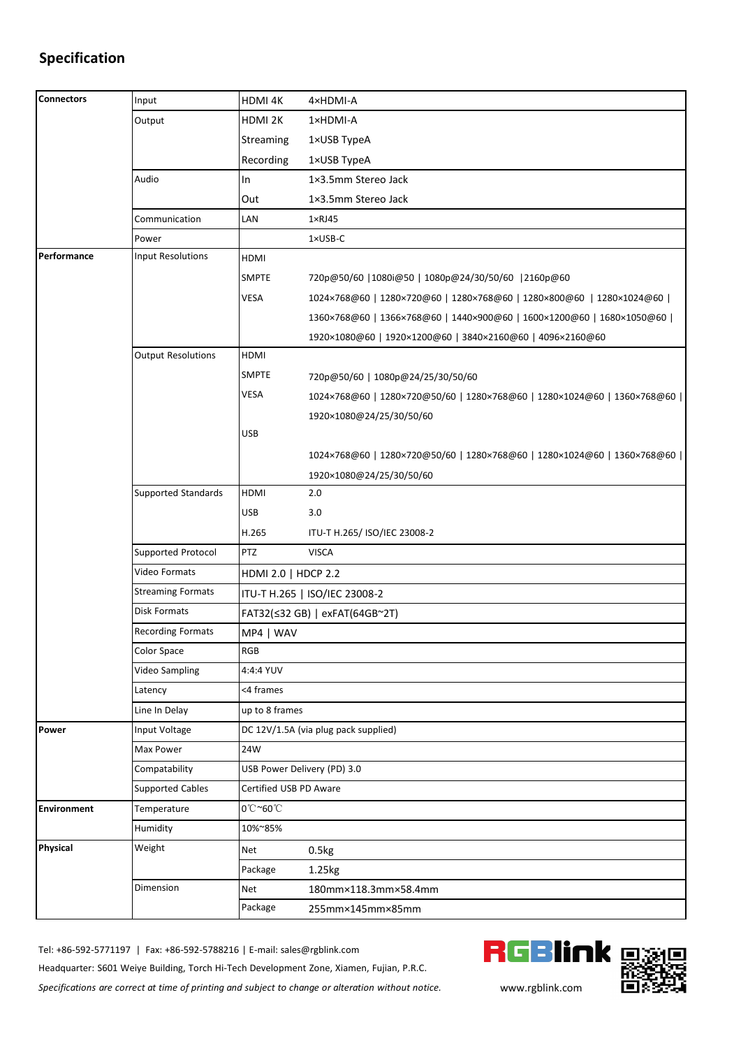## Specification

| | | | |
|---|---|---|---|
| **Connectors** | Input | HDMI 4K | 4×HDMI-A |
| | Output | HDMI 2K | 1×HDMI-A |
| | | Streaming | 1×USB TypeA |
| | | Recording | 1×USB TypeA |
| | Audio | In | 1×3.5mm Stereo Jack |
| | | Out | 1×3.5mm Stereo Jack |
| | Communication | LAN | 1×RJ45 |
| | Power | | 1×USB-C |
| **Performance** | Input Resolutions | HDMI | |
| | | SMPTE | 720p@50/60 \|1080i@50 \| 1080p@24/30/50/60 \|2160p@60 |
| | | VESA | 1024×768@60 \| 1280×720@60 \| 1280×768@60 \| 1280×800@60 \| 1280×1024@60 \| 1360×768@60 \| 1366×768@60 \| 1440×900@60 \| 1600×1200@60 \| 1680×1050@60 \| 1920×1080@60 \| 1920×1200@60 \| 3840×2160@60 \| 4096×2160@60 |
| | Output Resolutions | HDMI | |
| | | SMPTE | 720p@50/60 \| 1080p@24/25/30/50/60 |
| | | VESA | 1024×768@60 \| 1280×720@50/60 \| 1280×768@60 \| 1280×1024@60 \| 1360×768@60 \| 1920×1080@24/25/30/50/60 |
| | | USB | |
| | | | 1024×768@60 \| 1280×720@50/60 \| 1280×768@60 \| 1280×1024@60 \| 1360×768@60 \| 1920×1080@24/25/30/50/60 |
| | Supported Standards | HDMI | 2.0 |
| | | USB | 3.0 |
| | | H.265 | ITU-T H.265/ ISO/IEC 23008-2 |
| | Supported Protocol | PTZ | VISCA |
| | Video Formats | HDMI 2.0 \| HDCP 2.2 | |
| | Streaming Formats | ITU-T H.265 \| ISO/IEC 23008-2 | |
| | Disk Formats | FAT32(≤32 GB) \| exFAT(64GB~2T) | |
| | Recording Formats | MP4 \| WAV | |
| | Color Space | RGB | |
| | Video Sampling | 4:4:4 YUV | |
| | Latency | <4 frames | |
| | Line In Delay | up to 8 frames | |
| **Power** | Input Voltage | DC 12V/1.5A (via plug pack supplied) | |
| | Max Power | 24W | |
| | Compatability | USB Power Delivery (PD) 3.0 | |
| | Supported Cables | Certified USB PD Aware | |
| **Environment** | Temperature | 0℃~60℃ | |
| | Humidity | 10%~85% | |
| **Physical** | Weight | Net | 0.5kg |
| | | Package | 1.25kg |
| | Dimension | Net | 180mm×118.3mm×58.4mm |
| | | Package | 255mm×145mm×85mm |

Tel: +86-592-5771197 | Fax: +86-592-5788216 | E-mail: sales@rgblink.com

Headquarter: S601 Weiye Building, Torch Hi-Tech Development Zone, Xiamen, Fujian, P.R.C.

*Specifications are correct at time of printing and subject to change or alteration without notice.*

RGBlink

www.rgblink.com